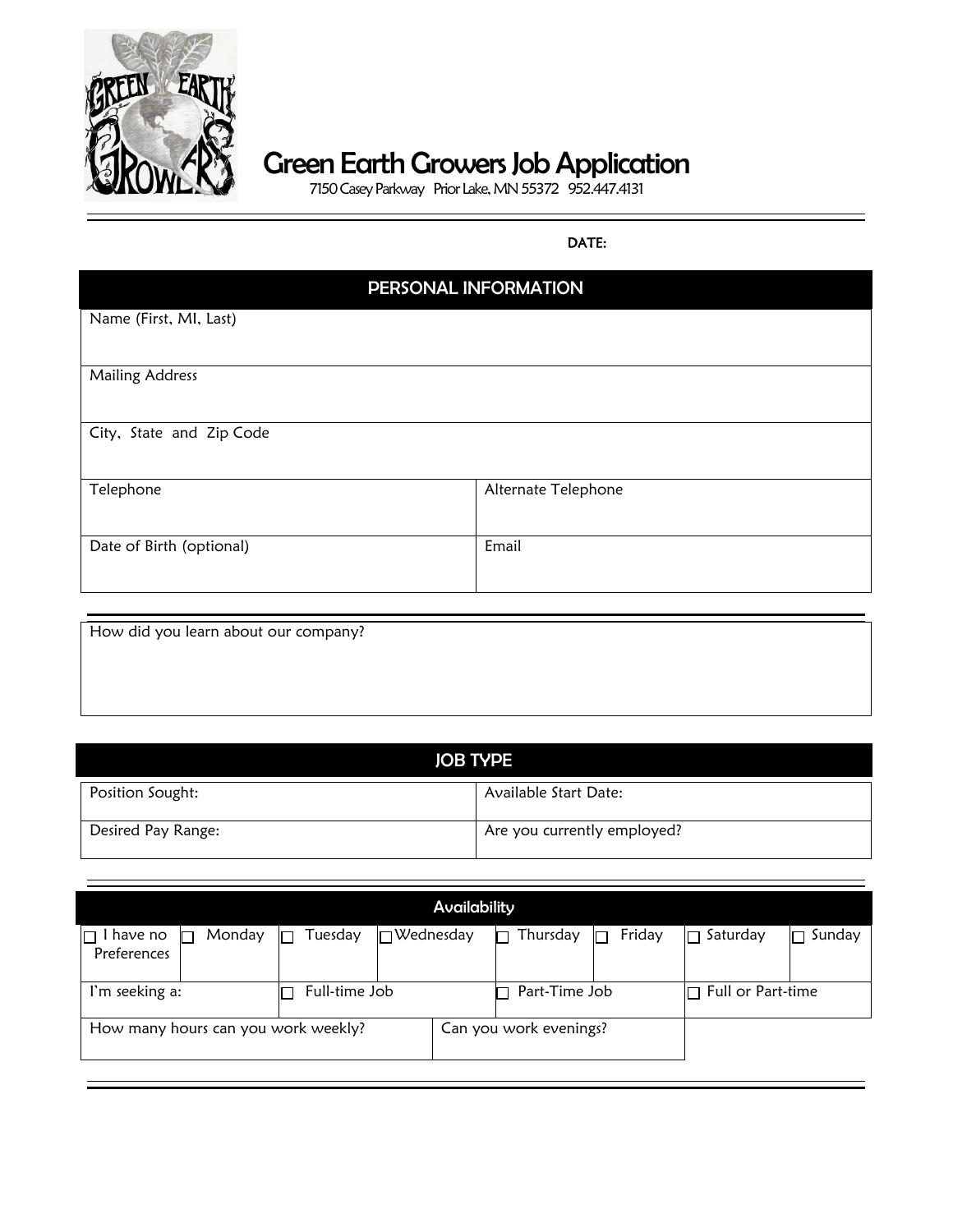# Green Earth Growers Job Application

7150 Casey Parkway Prior Lake, MN 55372 952.447.4131

DATE:

## PERSONAL INFORMATION

| | |
|---|---|
| Name (First, MI, Last) | |
| Mailing Address | |
| City, State and Zip Code | |
| Telephone | Alternate Telephone |
| Date of Birth (optional) | Email |

How did you learn about our company?

## JOB TYPE

| | |
|---|---|
| Position Sought: | Available Start Date: |
| Desired Pay Range: | Are you currently employed? |

## Availability

| | | | | | | | |
|---|---|---|---|---|---|---|---|
| ☐ I have no Preferences | ☐ Monday | ☐ Tuesday | ☐ Wednesday | ☐ Thursday | ☐ Friday | ☐ Saturday | ☐ Sunday |
| I'm seeking a: | | ☐ Full-time Job | | ☐ Part-Time Job | | ☐ Full or Part-time | |
| How many hours can you work weekly? | | | Can you work evenings? | | | | |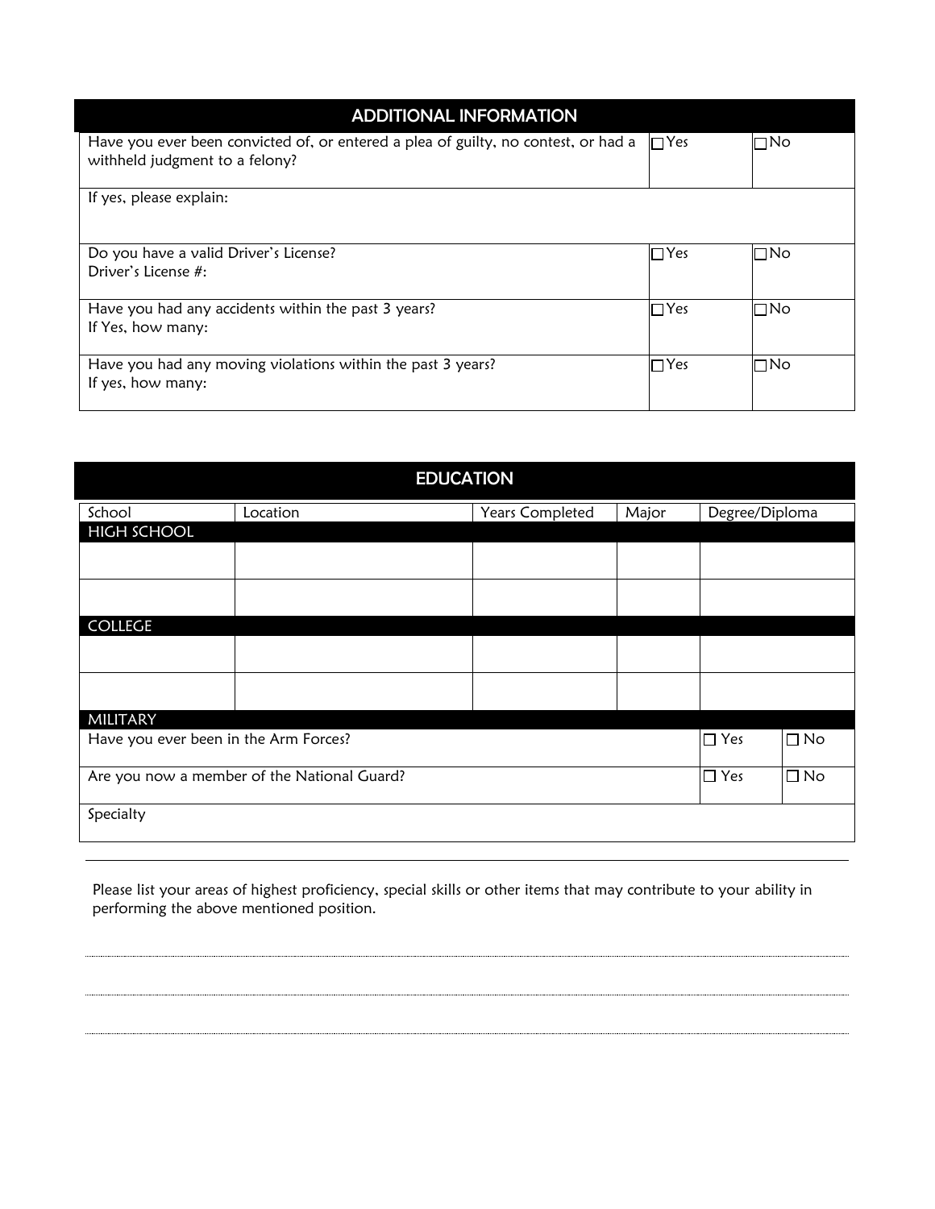## ADDITIONAL INFORMATION

| | | |
|---|---|---|
| Have you ever been convicted of, or entered a plea of guilty, no contest, or had a withheld judgment to a felony? | ☐ Yes | ☐ No |
| If yes, please explain: | | |
| Do you have a valid Driver's License?<br>Driver's License #: | ☐ Yes | ☐ No |
| Have you had any accidents within the past 3 years?<br>If Yes, how many: | ☐ Yes | ☐ No |
| Have you had any moving violations within the past 3 years?<br>If yes, how many: | ☐ Yes | ☐ No |

## EDUCATION

| School | Location | Years Completed | Major | Degree/Diploma |
|---|---|---|---|---|
| **HIGH SCHOOL** | | | | |
| | | | | |
| | | | | |
| **COLLEGE** | | | | |
| | | | | |
| | | | | |

### MILITARY

| | | |
|---|---|---|
| Have you ever been in the Arm Forces? | ☐ Yes | ☐ No |
| Are you now a member of the National Guard? | ☐ Yes | ☐ No |
| Specialty | | |

Please list your areas of highest proficiency, special skills or other items that may contribute to your ability in performing the above mentioned position.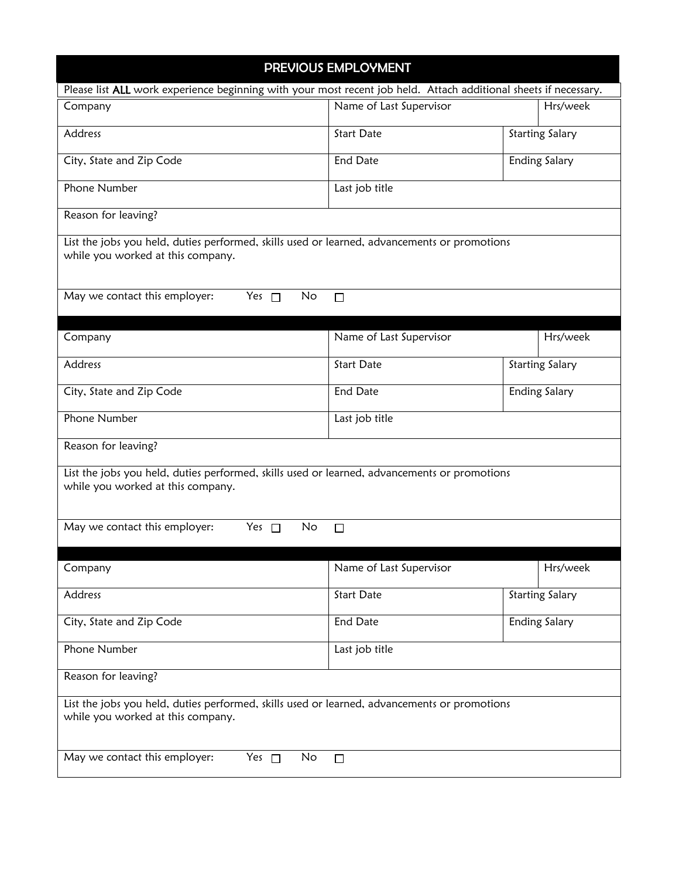## PREVIOUS EMPLOYMENT

Please list **ALL** work experience beginning with your most recent job held. Attach additional sheets if necessary.

| | | |
|---|---|---|
| Company | Name of Last Supervisor | Hrs/week |
| Address | Start Date | Starting Salary |
| City, State and Zip Code | End Date | Ending Salary |
| Phone Number | Last job title | |
| Reason for leaving? | | |
| List the jobs you held, duties performed, skills used or learned, advancements or promotions while you worked at this company. | | |
| May we contact this employer: Yes ☐ No ☐ | | |

| | | |
|---|---|---|
| Company | Name of Last Supervisor | Hrs/week |
| Address | Start Date | Starting Salary |
| City, State and Zip Code | End Date | Ending Salary |
| Phone Number | Last job title | |
| Reason for leaving? | | |
| List the jobs you held, duties performed, skills used or learned, advancements or promotions while you worked at this company. | | |
| May we contact this employer: Yes ☐ No ☐ | | |

| | | |
|---|---|---|
| Company | Name of Last Supervisor | Hrs/week |
| Address | Start Date | Starting Salary |
| City, State and Zip Code | End Date | Ending Salary |
| Phone Number | Last job title | |
| Reason for leaving? | | |
| List the jobs you held, duties performed, skills used or learned, advancements or promotions while you worked at this company. | | |
| May we contact this employer: Yes ☐ No ☐ | | |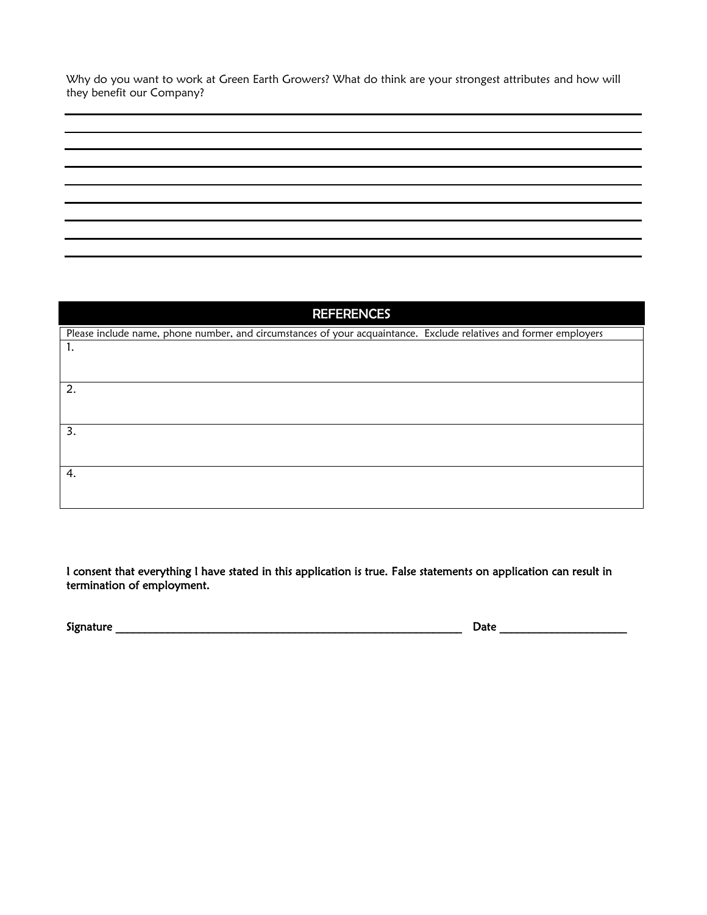Why do you want to work at Green Earth Growers? What do think are your strongest attributes and how will they benefit our Company?

## REFERENCES

| Please include name, phone number, and circumstances of your acquaintance. Exclude relatives and former employers |
| --- |
| 1. |
| 2. |
| 3. |
| 4. |

**I consent that everything I have stated in this application is true. False statements on application can result in termination of employment.**

**Signature** ____________________________________________ **Date** ____________________